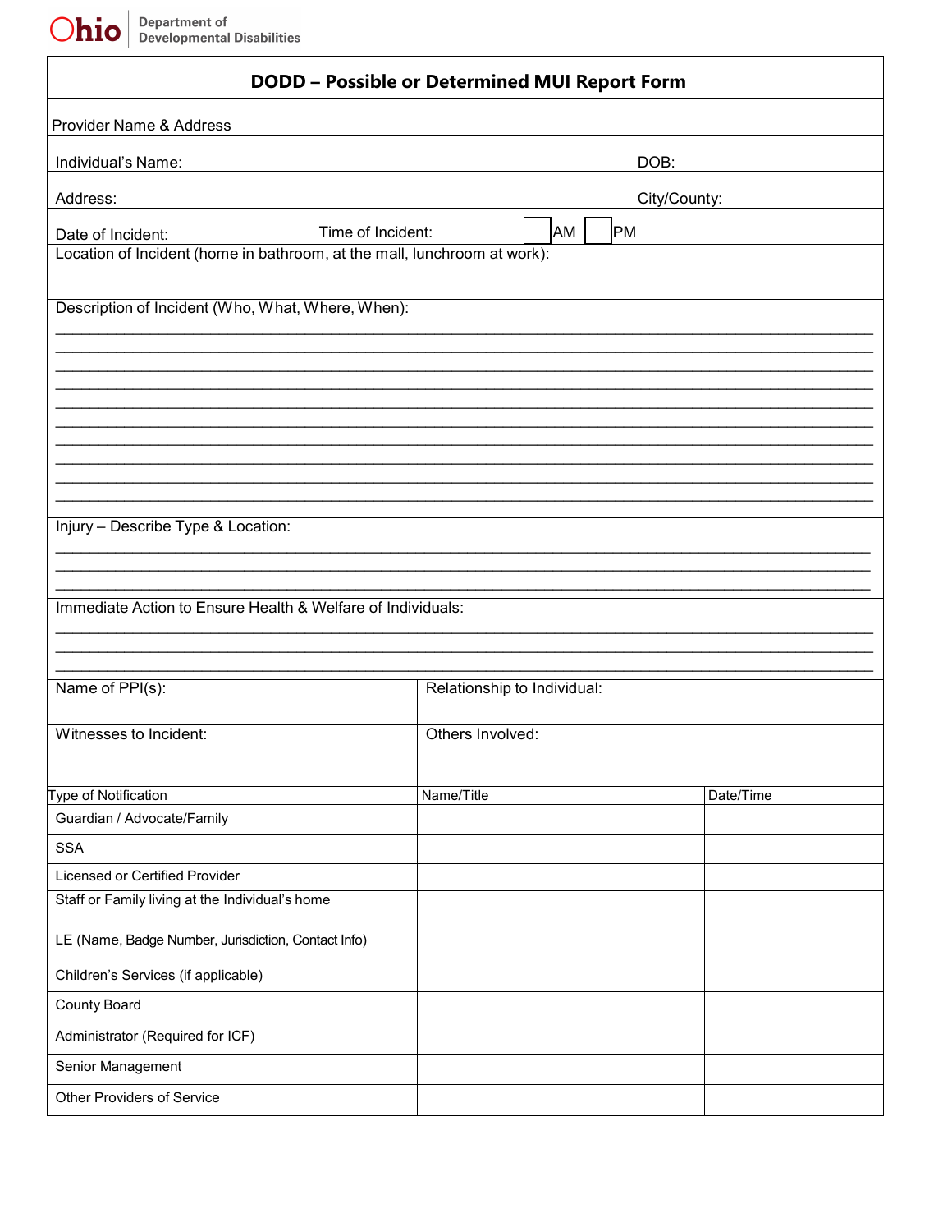Ohio | Department of Developmental Disabilities

# DODD – Possible or Determined MUI Report Form

Provider Name & Address

| Individual's Name: | DOB: |
|---|---|
| Address: | City/County: |

Date of Incident: Time of Incident: ☐ AM ☐ PM

Location of Incident (home in bathroom, at the mall, lunchroom at work):

Description of Incident (Who, What, Where, When):

Injury – Describe Type & Location:

Immediate Action to Ensure Health & Welfare of Individuals:

| Name of PPI(s): | Relationship to Individual: |
|---|---|
| Witnesses to Incident: | Others Involved: |

| Type of Notification | Name/Title | Date/Time |
|---|---|---|
| Guardian / Advocate/Family | | |
| SSA | | |
| Licensed or Certified Provider | | |
| Staff or Family living at the Individual's home | | |
| LE (Name, Badge Number, Jurisdiction, Contact Info) | | |
| Children's Services (if applicable) | | |
| County Board | | |
| Administrator (Required for ICF) | | |
| Senior Management | | |
| Other Providers of Service | | |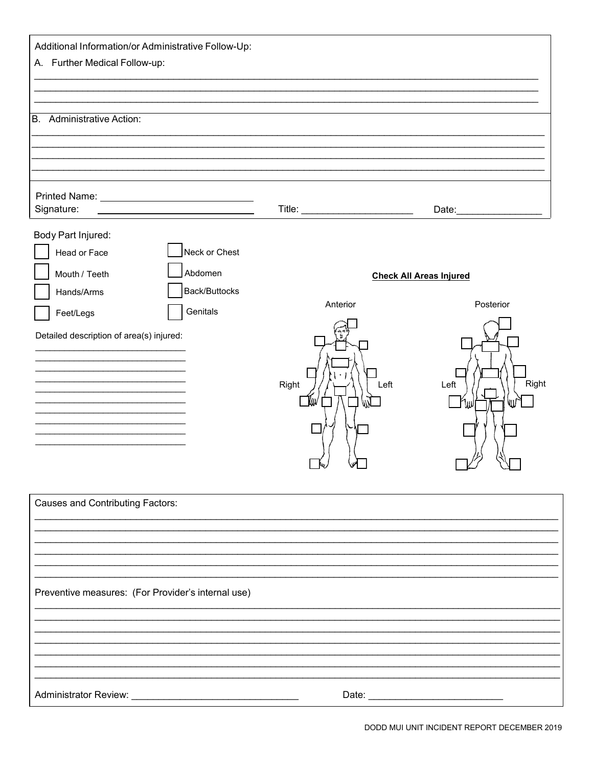Additional Information/or Administrative Follow-Up:

A. Further Medical Follow-up:

_______________________________________________

_______________________________________________

_______________________________________________

B. Administrative Action:

_______________________________________________

_______________________________________________

_______________________________________________

_______________________________________________

Printed Name: ____________________________

Signature: ____________________________ Title: ____________________ Date: ________________

Body Part Injured:

- ☐ Head or Face
- ☐ Neck or Chest
- ☐ Mouth / Teeth
- ☐ Abdomen
- ☐ Hands/Arms
- ☐ Back/Buttocks
- ☐ Feet/Legs
- ☐ Genitals

**Check All Areas Injured**

Anterior

Right

Left

Posterior

Left

Right

Detailed description of area(s) injured:

____________________________

____________________________

____________________________

____________________________

____________________________

____________________________

____________________________

____________________________

____________________________

____________________________

Causes and Contributing Factors:

_______________________________________________

_______________________________________________

_______________________________________________

_______________________________________________

_______________________________________________

_______________________________________________

Preventive measures: (For Provider's internal use)

_______________________________________________

_______________________________________________

_______________________________________________

_______________________________________________

_______________________________________________

_______________________________________________

_______________________________________________

Administrator Review: ______________________________ Date: ________________________

DODD MUI UNIT INCIDENT REPORT DECEMBER 2019